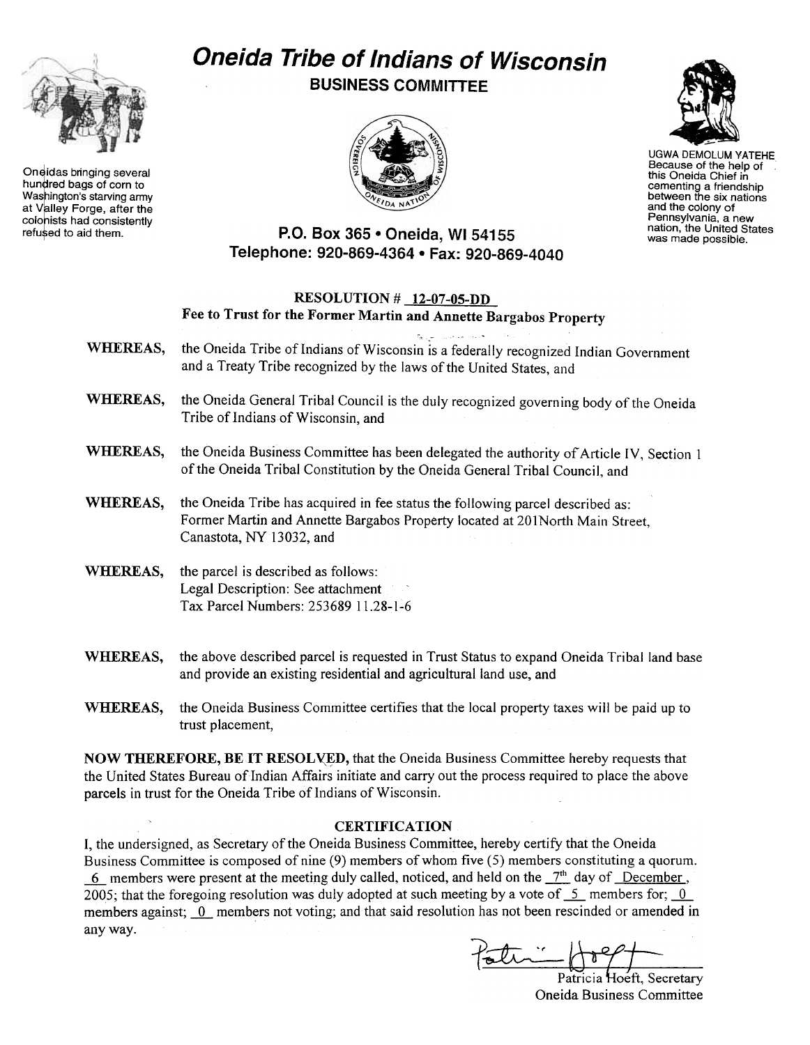# Oneida Tribe of Indians of Wisconsin

## BUSINESS COMMITTEE

Oneidas bringing several hundred bags of corn to Washington's starving army at Valley Forge, after the colonists had consistently refused to aid them.

UGWA DEMOLUM YATEHE
Because of the help of this Oneida Chief in cementing a friendship between the six nations and the colony of Pennsylvania, a new nation, the United States was made possible.

**P.O. Box 365 • Oneida, WI 54155**
**Telephone: 920-869-4364 • Fax: 920-869-4040**

**RESOLUTION # 12-07-05-DD**
**Fee to Trust for the Former Martin and Annette Bargabos Property**

**WHEREAS,** the Oneida Tribe of Indians of Wisconsin is a federally recognized Indian Government and a Treaty Tribe recognized by the laws of the United States, and

**WHEREAS,** the Oneida General Tribal Council is the duly recognized governing body of the Oneida Tribe of Indians of Wisconsin, and

**WHEREAS,** the Oneida Business Committee has been delegated the authority of Article IV, Section 1 of the Oneida Tribal Constitution by the Oneida General Tribal Council, and

**WHEREAS,** the Oneida Tribe has acquired in fee status the following parcel described as: Former Martin and Annette Bargabos Property located at 201North Main Street, Canastota, NY 13032, and

**WHEREAS,** the parcel is described as follows:
Legal Description: See attachment
Tax Parcel Numbers: 253689 11.28-1-6

**WHEREAS,** the above described parcel is requested in Trust Status to expand Oneida Tribal land base and provide an existing residential and agricultural land use, and

**WHEREAS,** the Oneida Business Committee certifies that the local property taxes will be paid up to trust placement,

**NOW THEREFORE, BE IT RESOLVED,** that the Oneida Business Committee hereby requests that the United States Bureau of Indian Affairs initiate and carry out the process required to place the above parcels in trust for the Oneida Tribe of Indians of Wisconsin.

**CERTIFICATION**

I, the undersigned, as Secretary of the Oneida Business Committee, hereby certify that the Oneida Business Committee is composed of nine (9) members of whom five (5) members constituting a quorum. 6 members were present at the meeting duly called, noticed, and held on the 7th day of December, 2005; that the foregoing resolution was duly adopted at such meeting by a vote of 5 members for; 0 members against; 0 members not voting; and that said resolution has not been rescinded or amended in any way.

Patricia Hoeft, Secretary
Oneida Business Committee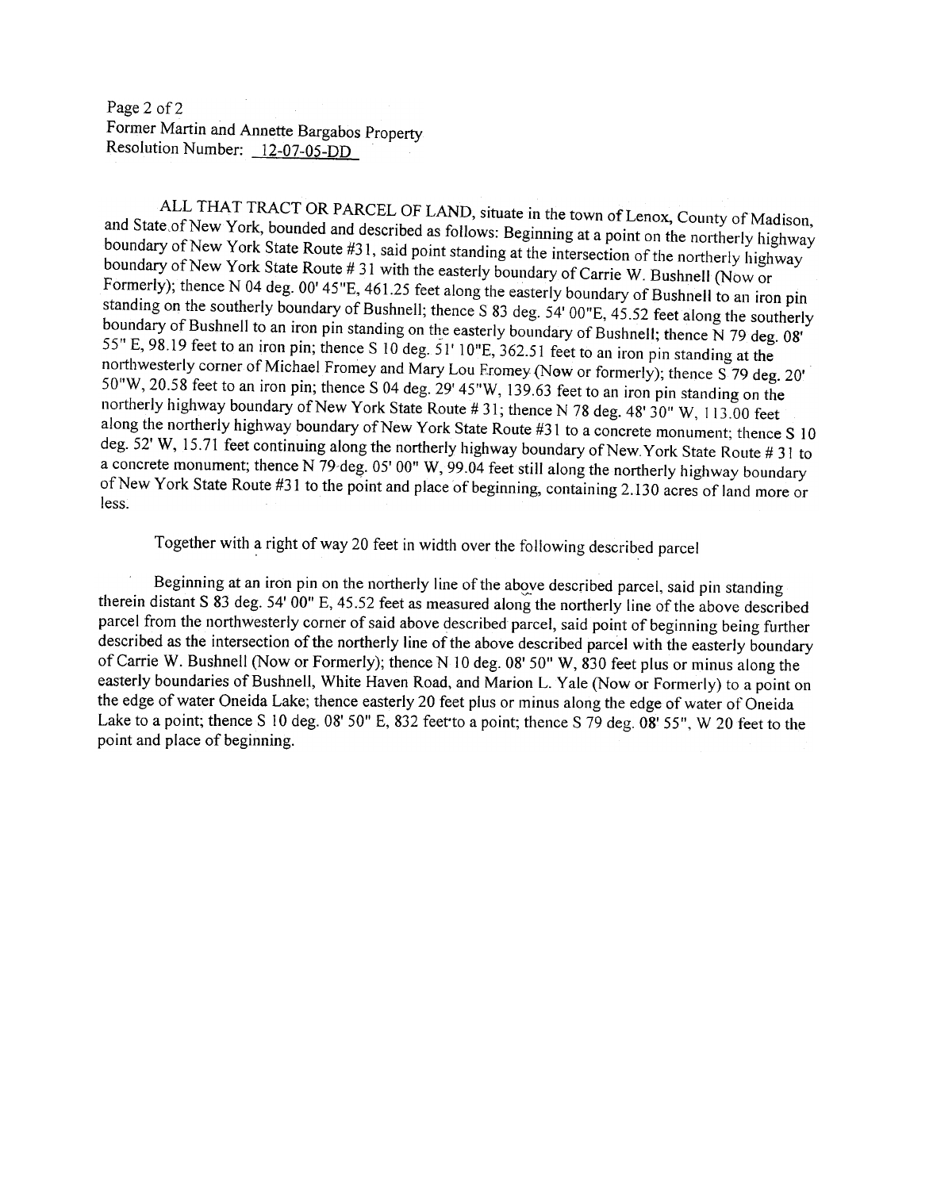Former Martin and Annette Bargabos Property
Resolution Number: 12-07-05-DD

ALL THAT TRACT OR PARCEL OF LAND, situate in the town of Lenox, County of Madison, and State of New York, bounded and described as follows: Beginning at a point on the northerly highway boundary of New York State Route #31, said point standing at the intersection of the northerly highway boundary of New York State Route # 31 with the easterly boundary of Carrie W. Bushnell (Now or Formerly); thence N 04 deg. 00' 45"E, 461.25 feet along the easterly boundary of Bushnell to an iron pin standing on the southerly boundary of Bushnell; thence S 83 deg. 54' 00"E, 45.52 feet along the southerly boundary of Bushnell to an iron pin standing on the easterly boundary of Bushnell; thence N 79 deg. 08' 55" E, 98.19 feet to an iron pin; thence S 10 deg. 51' 10"E, 362.51 feet to an iron pin standing at the northwesterly corner of Michael Fromey and Mary Lou Fromey (Now or formerly); thence S 79 deg. 20' 50"W, 20.58 feet to an iron pin; thence S 04 deg. 29' 45"W, 139.63 feet to an iron pin standing on the northerly highway boundary of New York State Route # 31; thence N 78 deg. 48' 30" W, 113.00 feet along the northerly highway boundary of New York State Route #31 to a concrete monument; thence S 10 deg. 52' W, 15.71 feet continuing along the northerly highway boundary of New York State Route # 31 to a concrete monument; thence N 79 deg. 05' 00" W, 99.04 feet still along the northerly highway boundary of New York State Route #31 to the point and place of beginning, containing 2.130 acres of land more or less.

Together with a right of way 20 feet in width over the following described parcel

Beginning at an iron pin on the northerly line of the above described parcel, said pin standing therein distant S 83 deg. 54' 00" E, 45.52 feet as measured along the northerly line of the above described parcel from the northwesterly corner of said above described parcel, said point of beginning being further described as the intersection of the northerly line of the above described parcel with the easterly boundary of Carrie W. Bushnell (Now or Formerly); thence N 10 deg. 08' 50" W, 830 feet plus or minus along the easterly boundaries of Bushnell, White Haven Road, and Marion L. Yale (Now or Formerly) to a point on the edge of water Oneida Lake; thence easterly 20 feet plus or minus along the edge of water of Oneida Lake to a point; thence S 10 deg. 08' 50" E, 832 feet to a point; thence S 79 deg. 08' 55", W 20 feet to the point and place of beginning.